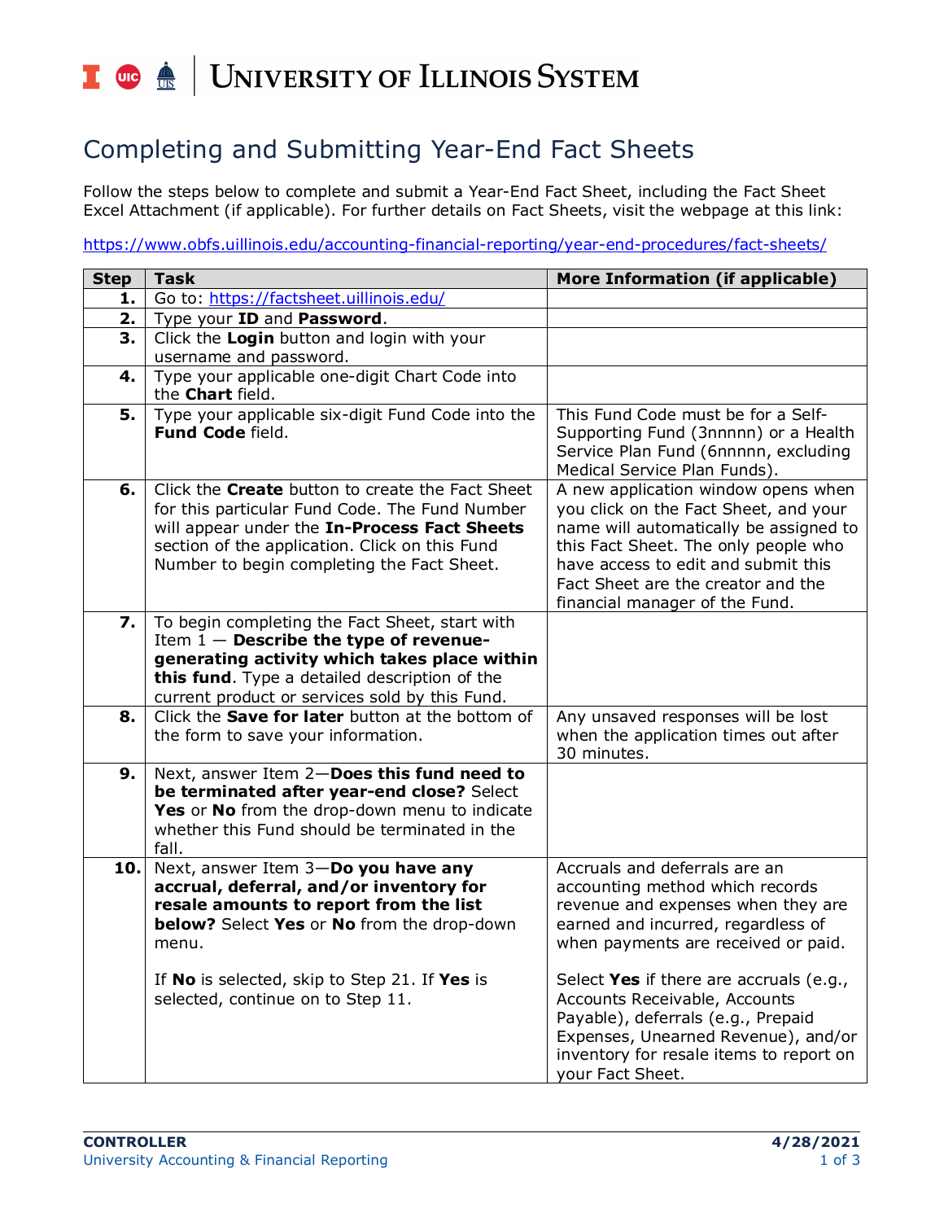University of Illinois System

# Completing and Submitting Year-End Fact Sheets

Follow the steps below to complete and submit a Year-End Fact Sheet, including the Fact Sheet Excel Attachment (if applicable). For further details on Fact Sheets, visit the webpage at this link:

https://www.obfs.uillinois.edu/accounting-financial-reporting/year-end-procedures/fact-sheets/

| Step | Task | More Information (if applicable) |
|---|---|---|
| **1.** | Go to: https://factsheet.uillinois.edu/ | |
| **2.** | Type your **ID** and **Password**. | |
| **3.** | Click the **Login** button and login with your username and password. | |
| **4.** | Type your applicable one-digit Chart Code into the **Chart** field. | |
| **5.** | Type your applicable six-digit Fund Code into the **Fund Code** field. | This Fund Code must be for a Self-Supporting Fund (3nnnnn) or a Health Service Plan Fund (6nnnnn, excluding Medical Service Plan Funds). |
| **6.** | Click the **Create** button to create the Fact Sheet for this particular Fund Code. The Fund Number will appear under the **In-Process Fact Sheets** section of the application. Click on this Fund Number to begin completing the Fact Sheet. | A new application window opens when you click on the Fact Sheet, and your name will automatically be assigned to this Fact Sheet. The only people who have access to edit and submit this Fact Sheet are the creator and the financial manager of the Fund. |
| **7.** | To begin completing the Fact Sheet, start with Item 1 — **Describe the type of revenue-generating activity which takes place within this fund**. Type a detailed description of the current product or services sold by this Fund. | |
| **8.** | Click the **Save for later** button at the bottom of the form to save your information. | Any unsaved responses will be lost when the application times out after 30 minutes. |
| **9.** | Next, answer Item 2—**Does this fund need to be terminated after year-end close?** Select **Yes** or **No** from the drop-down menu to indicate whether this Fund should be terminated in the fall. | |
| **10.** | Next, answer Item 3—**Do you have any accrual, deferral, and/or inventory for resale amounts to report from the list below?** Select **Yes** or **No** from the drop-down menu.<br><br>If **No** is selected, skip to Step 21. If **Yes** is selected, continue on to Step 11. | Accruals and deferrals are an accounting method which records revenue and expenses when they are earned and incurred, regardless of when payments are received or paid.<br><br>Select **Yes** if there are accruals (e.g., Accounts Receivable, Accounts Payable), deferrals (e.g., Prepaid Expenses, Unearned Revenue), and/or inventory for resale items to report on your Fact Sheet. |

**CONTROLLER**
University Accounting & Financial Reporting
**4/28/2021**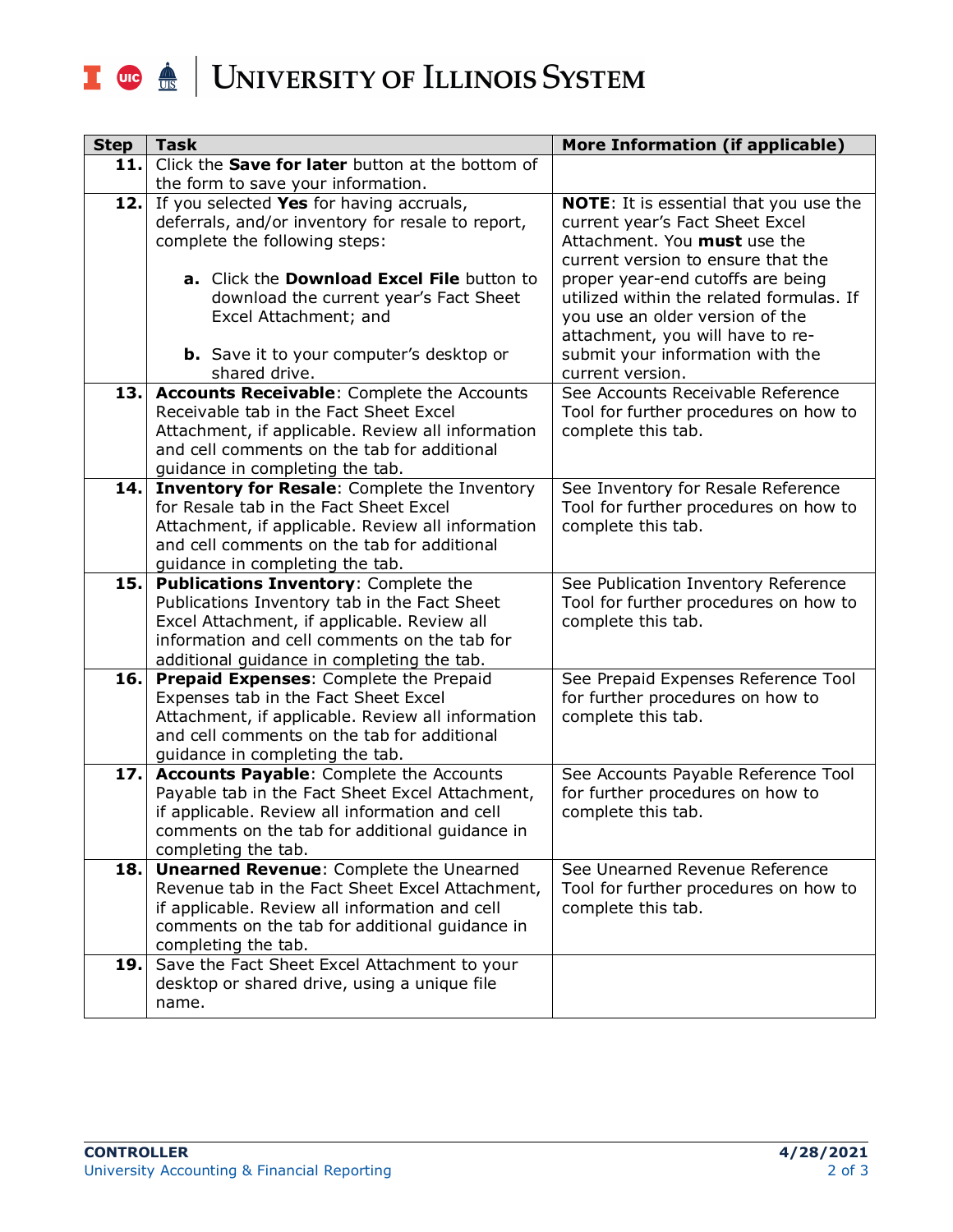| Step | Task | More Information (if applicable) |
|---|---|---|
| **11.** | Click the **Save for later** button at the bottom of the form to save your information. | |
| **12.** | If you selected **Yes** for having accruals, deferrals, and/or inventory for resale to report, complete the following steps:<br><br>**a.** Click the **Download Excel File** button to download the current year's Fact Sheet Excel Attachment; and<br><br>**b.** Save it to your computer's desktop or shared drive. | **NOTE**: It is essential that you use the current year's Fact Sheet Excel Attachment. You **must** use the current version to ensure that the proper year-end cutoffs are being utilized within the related formulas. If you use an older version of the attachment, you will have to re-submit your information with the current version. |
| **13.** | **Accounts Receivable**: Complete the Accounts Receivable tab in the Fact Sheet Excel Attachment, if applicable. Review all information and cell comments on the tab for additional guidance in completing the tab. | See Accounts Receivable Reference Tool for further procedures on how to complete this tab. |
| **14.** | **Inventory for Resale**: Complete the Inventory for Resale tab in the Fact Sheet Excel Attachment, if applicable. Review all information and cell comments on the tab for additional guidance in completing the tab. | See Inventory for Resale Reference Tool for further procedures on how to complete this tab. |
| **15.** | **Publications Inventory**: Complete the Publications Inventory tab in the Fact Sheet Excel Attachment, if applicable. Review all information and cell comments on the tab for additional guidance in completing the tab. | See Publication Inventory Reference Tool for further procedures on how to complete this tab. |
| **16.** | **Prepaid Expenses**: Complete the Prepaid Expenses tab in the Fact Sheet Excel Attachment, if applicable. Review all information and cell comments on the tab for additional guidance in completing the tab. | See Prepaid Expenses Reference Tool for further procedures on how to complete this tab. |
| **17.** | **Accounts Payable**: Complete the Accounts Payable tab in the Fact Sheet Excel Attachment, if applicable. Review all information and cell comments on the tab for additional guidance in completing the tab. | See Accounts Payable Reference Tool for further procedures on how to complete this tab. |
| **18.** | **Unearned Revenue**: Complete the Unearned Revenue tab in the Fact Sheet Excel Attachment, if applicable. Review all information and cell comments on the tab for additional guidance in completing the tab. | See Unearned Revenue Reference Tool for further procedures on how to complete this tab. |
| **19.** | Save the Fact Sheet Excel Attachment to your desktop or shared drive, using a unique file name. | |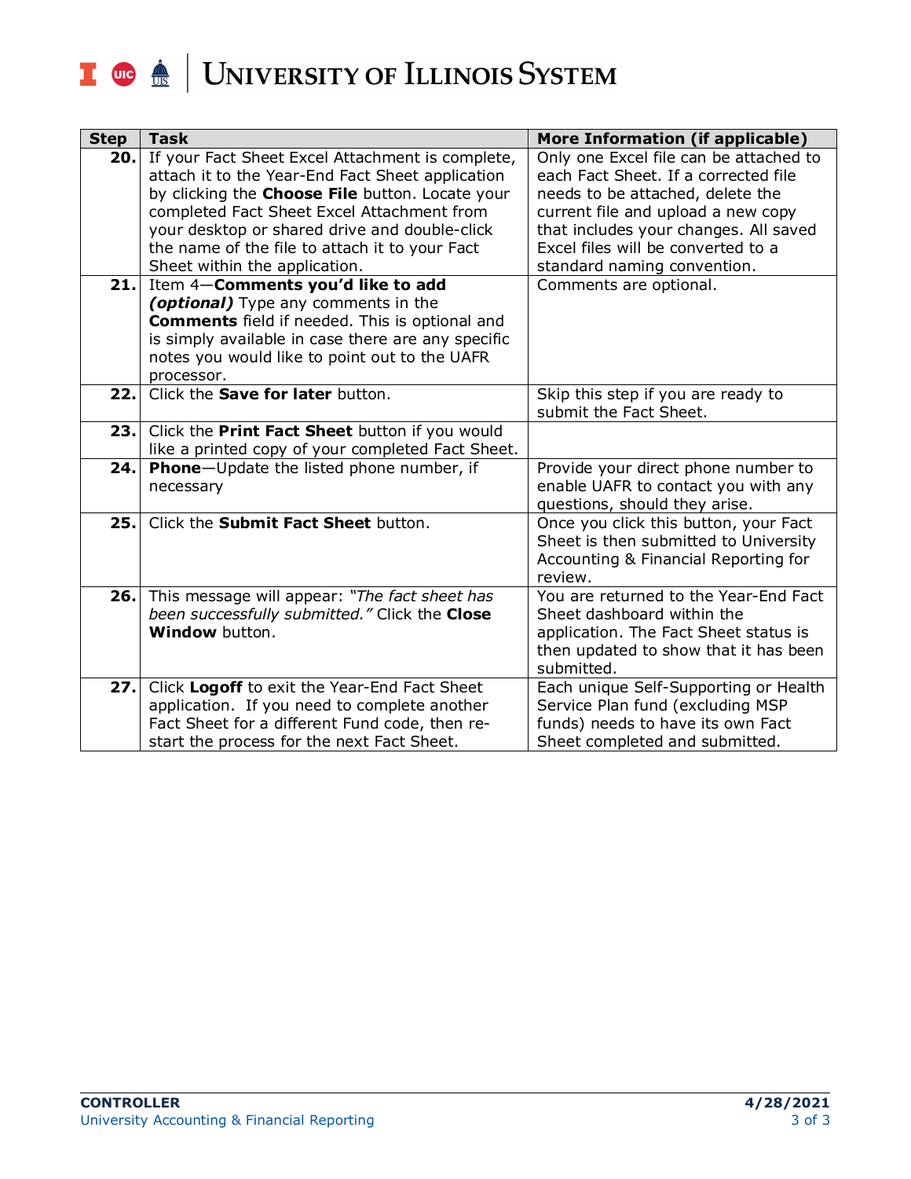| Step | Task | More Information (if applicable) |
| --- | --- | --- |
| **20.** | If your Fact Sheet Excel Attachment is complete, attach it to the Year-End Fact Sheet application by clicking the **Choose File** button. Locate your completed Fact Sheet Excel Attachment from your desktop or shared drive and double-click the name of the file to attach it to your Fact Sheet within the application. | Only one Excel file can be attached to each Fact Sheet. If a corrected file needs to be attached, delete the current file and upload a new copy that includes your changes. All saved Excel files will be converted to a standard naming convention. |
| **21.** | Item 4—**Comments you'd like to add *(optional)*** Type any comments in the **Comments** field if needed. This is optional and is simply available in case there are any specific notes you would like to point out to the UAFR processor. | Comments are optional. |
| **22.** | Click the **Save for later** button. | Skip this step if you are ready to submit the Fact Sheet. |
| **23.** | Click the **Print Fact Sheet** button if you would like a printed copy of your completed Fact Sheet. | |
| **24.** | **Phone**—Update the listed phone number, if necessary | Provide your direct phone number to enable UAFR to contact you with any questions, should they arise. |
| **25.** | Click the **Submit Fact Sheet** button. | Once you click this button, your Fact Sheet is then submitted to University Accounting & Financial Reporting for review. |
| **26.** | This message will appear: *"The fact sheet has been successfully submitted."* Click the **Close Window** button. | You are returned to the Year-End Fact Sheet dashboard within the application. The Fact Sheet status is then updated to show that it has been submitted. |
| **27.** | Click **Logoff** to exit the Year-End Fact Sheet application. If you need to complete another Fact Sheet for a different Fund code, then re-start the process for the next Fact Sheet. | Each unique Self-Supporting or Health Service Plan fund (excluding MSP funds) needs to have its own Fact Sheet completed and submitted. |